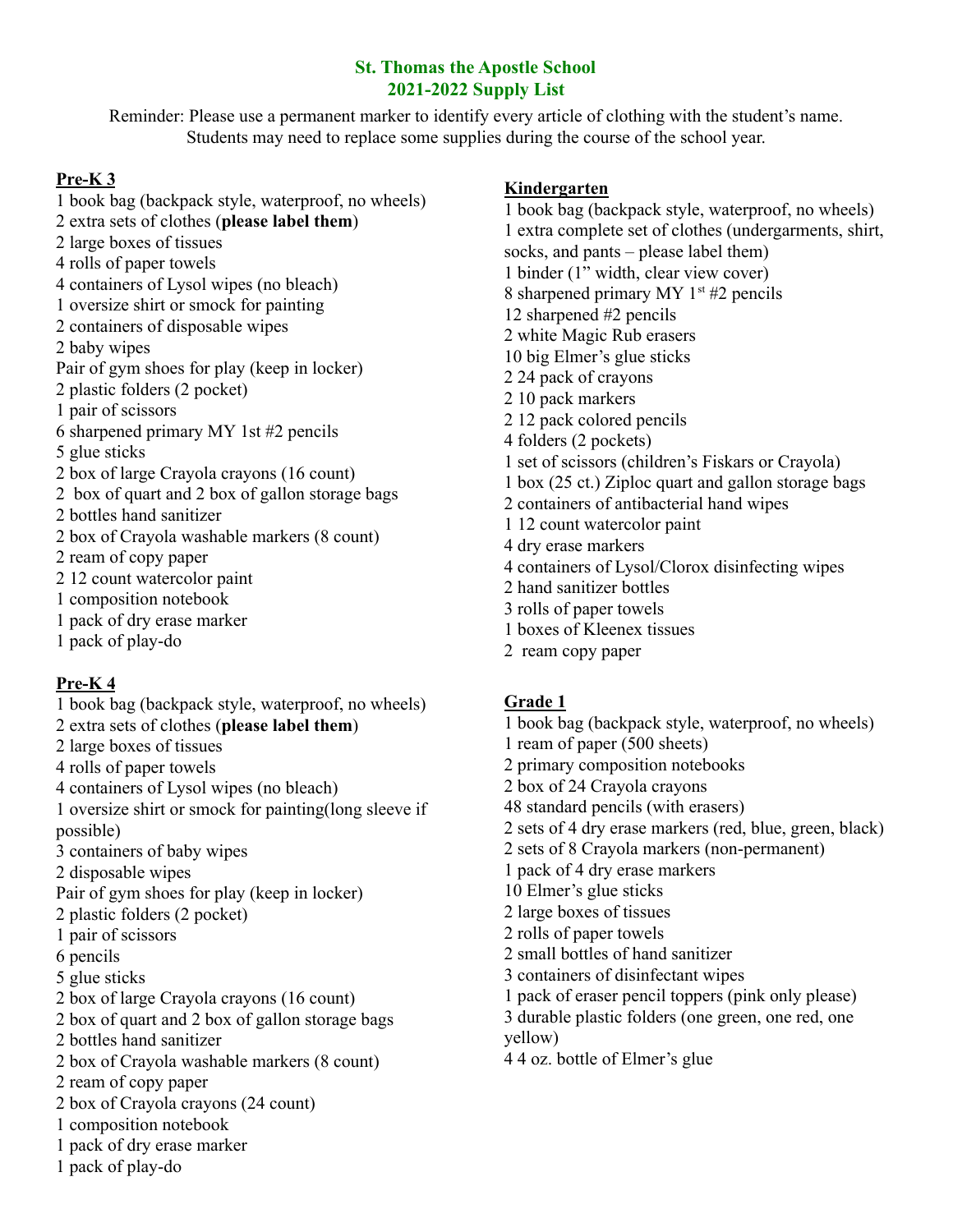# St. Thomas the Apostle School
## 2021-2022 Supply List

Reminder: Please use a permanent marker to identify every article of clothing with the student's name. Students may need to replace some supplies during the course of the school year.

### Pre-K 3

1 book bag (backpack style, waterproof, no wheels)
2 extra sets of clothes (**please label them**)
2 large boxes of tissues
4 rolls of paper towels
4 containers of Lysol wipes (no bleach)
1 oversize shirt or smock for painting
2 containers of disposable wipes
2 baby wipes
Pair of gym shoes for play (keep in locker)
2 plastic folders (2 pocket)
1 pair of scissors
6 sharpened primary MY 1st #2 pencils
5 glue sticks
2 box of large Crayola crayons (16 count)
2 box of quart and 2 box of gallon storage bags
2 bottles hand sanitizer
2 box of Crayola washable markers (8 count)
2 ream of copy paper
2 12 count watercolor paint
1 composition notebook
1 pack of dry erase marker
1 pack of play-do

### Pre-K 4

1 book bag (backpack style, waterproof, no wheels)
2 extra sets of clothes (**please label them**)
2 large boxes of tissues
4 rolls of paper towels
4 containers of Lysol wipes (no bleach)
1 oversize shirt or smock for painting(long sleeve if possible)
3 containers of baby wipes
2 disposable wipes
Pair of gym shoes for play (keep in locker)
2 plastic folders (2 pocket)
1 pair of scissors
6 pencils
5 glue sticks
2 box of large Crayola crayons (16 count)
2 box of quart and 2 box of gallon storage bags
2 bottles hand sanitizer
2 box of Crayola washable markers (8 count)
2 ream of copy paper
2 box of Crayola crayons (24 count)
1 composition notebook
1 pack of dry erase marker
1 pack of play-do

### Kindergarten

1 book bag (backpack style, waterproof, no wheels)
1 extra complete set of clothes (undergarments, shirt, socks, and pants – please label them)
1 binder (1" width, clear view cover)
8 sharpened primary MY 1st #2 pencils
12 sharpened #2 pencils
2 white Magic Rub erasers
10 big Elmer's glue sticks
2 24 pack of crayons
2 10 pack markers
2 12 pack colored pencils
4 folders (2 pockets)
1 set of scissors (children's Fiskars or Crayola)
1 box (25 ct.) Ziploc quart and gallon storage bags
2 containers of antibacterial hand wipes
1 12 count watercolor paint
4 dry erase markers
4 containers of Lysol/Clorox disinfecting wipes
2 hand sanitizer bottles
3 rolls of paper towels
1 boxes of Kleenex tissues
2 ream copy paper

### Grade 1

1 book bag (backpack style, waterproof, no wheels)
1 ream of paper (500 sheets)
2 primary composition notebooks
2 box of 24 Crayola crayons
48 standard pencils (with erasers)
2 sets of 4 dry erase markers (red, blue, green, black)
2 sets of 8 Crayola markers (non-permanent)
1 pack of 4 dry erase markers
10 Elmer's glue sticks
2 large boxes of tissues
2 rolls of paper towels
2 small bottles of hand sanitizer
3 containers of disinfectant wipes
1 pack of eraser pencil toppers (pink only please)
3 durable plastic folders (one green, one red, one yellow)
4 4 oz. bottle of Elmer's glue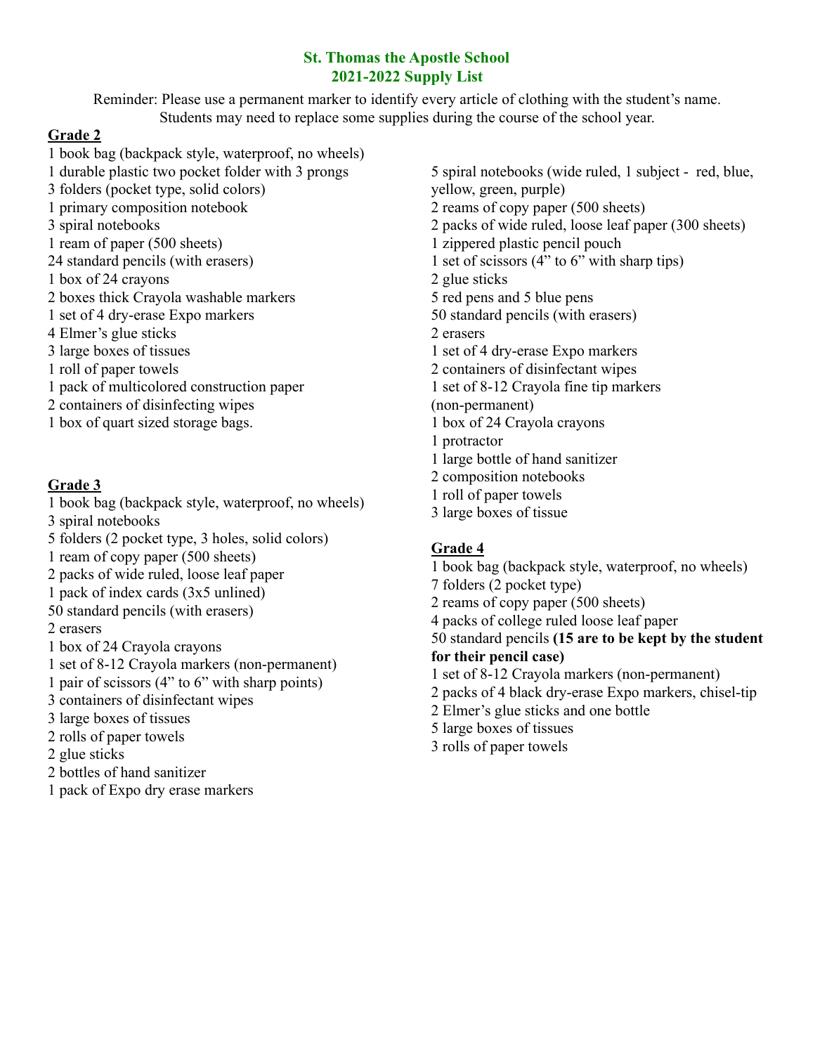# St. Thomas the Apostle School
## 2021-2022 Supply List

Reminder: Please use a permanent marker to identify every article of clothing with the student's name. Students may need to replace some supplies during the course of the school year.

### Grade 2

1 book bag (backpack style, waterproof, no wheels)
1 durable plastic two pocket folder with 3 prongs
3 folders (pocket type, solid colors)
1 primary composition notebook
3 spiral notebooks
1 ream of paper (500 sheets)
24 standard pencils (with erasers)
1 box of 24 crayons
2 boxes thick Crayola washable markers
1 set of 4 dry-erase Expo markers
4 Elmer's glue sticks
3 large boxes of tissues
1 roll of paper towels
1 pack of multicolored construction paper
2 containers of disinfecting wipes
1 box of quart sized storage bags.

### Grade 3

1 book bag (backpack style, waterproof, no wheels)
3 spiral notebooks
5 folders (2 pocket type, 3 holes, solid colors)
1 ream of copy paper (500 sheets)
2 packs of wide ruled, loose leaf paper
1 pack of index cards (3x5 unlined)
50 standard pencils (with erasers)
2 erasers
1 box of 24 Crayola crayons
1 set of 8-12 Crayola markers (non-permanent)
1 pair of scissors (4" to 6" with sharp points)
3 containers of disinfectant wipes
3 large boxes of tissues
2 rolls of paper towels
2 glue sticks
2 bottles of hand sanitizer
1 pack of Expo dry erase markers

5 spiral notebooks (wide ruled, 1 subject - red, blue, yellow, green, purple)
2 reams of copy paper (500 sheets)
2 packs of wide ruled, loose leaf paper (300 sheets)
1 zippered plastic pencil pouch
1 set of scissors (4" to 6" with sharp tips)
2 glue sticks
5 red pens and 5 blue pens
50 standard pencils (with erasers)
2 erasers
1 set of 4 dry-erase Expo markers
2 containers of disinfectant wipes
1 set of 8-12 Crayola fine tip markers (non-permanent)
1 box of 24 Crayola crayons
1 protractor
1 large bottle of hand sanitizer
2 composition notebooks
1 roll of paper towels
3 large boxes of tissue

### Grade 4

1 book bag (backpack style, waterproof, no wheels)
7 folders (2 pocket type)
2 reams of copy paper (500 sheets)
4 packs of college ruled loose leaf paper
50 standard pencils **(15 are to be kept by the student for their pencil case)**
1 set of 8-12 Crayola markers (non-permanent)
2 packs of 4 black dry-erase Expo markers, chisel-tip
2 Elmer's glue sticks and one bottle
5 large boxes of tissues
3 rolls of paper towels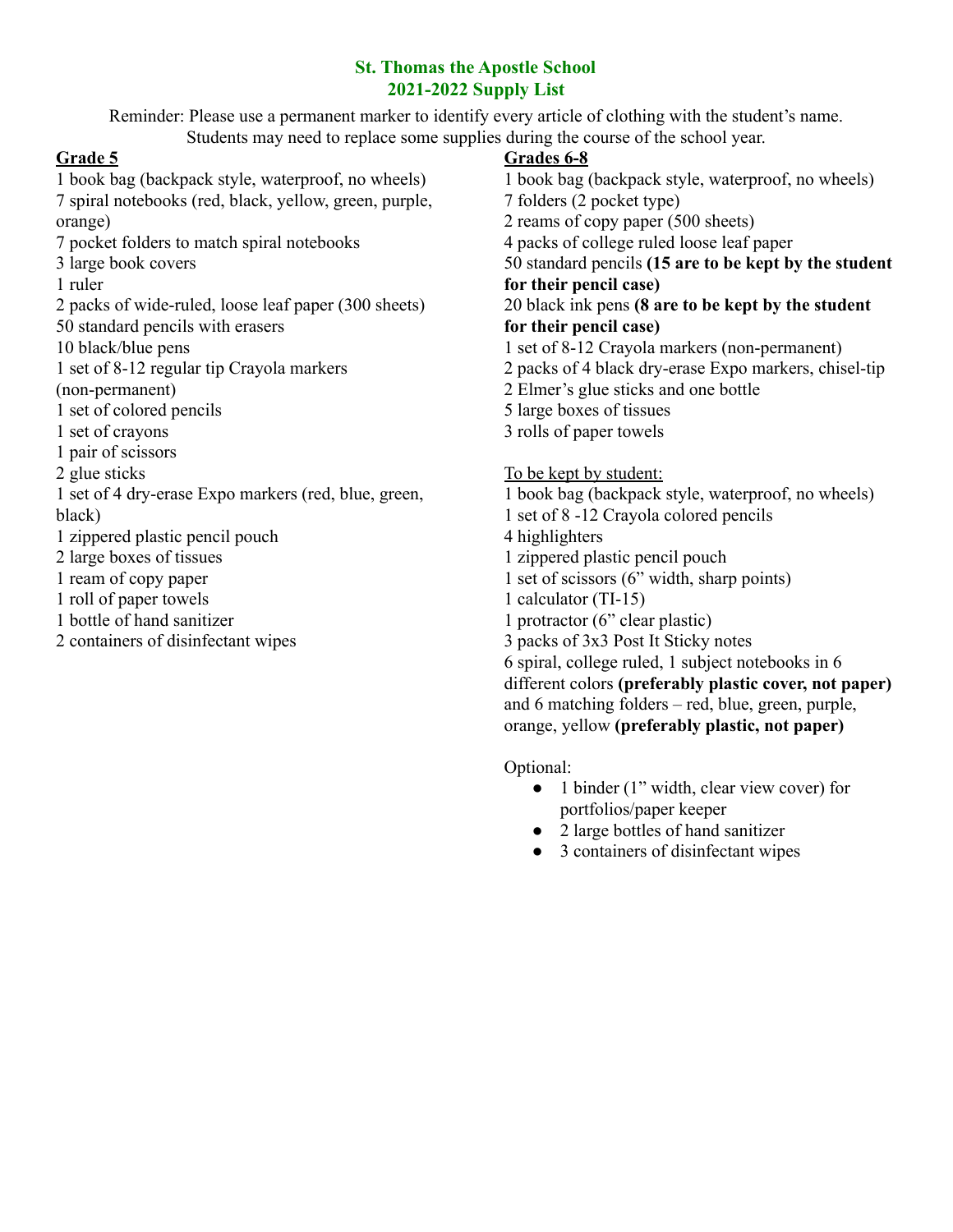## St. Thomas the Apostle School
## 2021-2022 Supply List

Reminder: Please use a permanent marker to identify every article of clothing with the student's name. Students may need to replace some supplies during the course of the school year.

### Grade 5

1 book bag (backpack style, waterproof, no wheels)
7 spiral notebooks (red, black, yellow, green, purple, orange)
7 pocket folders to match spiral notebooks
3 large book covers
1 ruler
2 packs of wide-ruled, loose leaf paper (300 sheets)
50 standard pencils with erasers
10 black/blue pens
1 set of 8-12 regular tip Crayola markers (non-permanent)
1 set of colored pencils
1 set of crayons
1 pair of scissors
2 glue sticks
1 set of 4 dry-erase Expo markers (red, blue, green, black)
1 zippered plastic pencil pouch
2 large boxes of tissues
1 ream of copy paper
1 roll of paper towels
1 bottle of hand sanitizer
2 containers of disinfectant wipes

### Grades 6-8

1 book bag (backpack style, waterproof, no wheels)
7 folders (2 pocket type)
2 reams of copy paper (500 sheets)
4 packs of college ruled loose leaf paper
50 standard pencils **(15 are to be kept by the student for their pencil case)**
20 black ink pens **(8 are to be kept by the student for their pencil case)**
1 set of 8-12 Crayola markers (non-permanent)
2 packs of 4 black dry-erase Expo markers, chisel-tip
2 Elmer's glue sticks and one bottle
5 large boxes of tissues
3 rolls of paper towels

<u>To be kept by student:</u>
1 book bag (backpack style, waterproof, no wheels)
1 set of 8 -12 Crayola colored pencils
4 highlighters
1 zippered plastic pencil pouch
1 set of scissors (6" width, sharp points)
1 calculator (TI-15)
1 protractor (6" clear plastic)
3 packs of 3x3 Post It Sticky notes
6 spiral, college ruled, 1 subject notebooks in 6 different colors **(preferably plastic cover, not paper)** and 6 matching folders – red, blue, green, purple, orange, yellow **(preferably plastic, not paper)**

Optional:

- 1 binder (1" width, clear view cover) for portfolios/paper keeper
- 2 large bottles of hand sanitizer
- 3 containers of disinfectant wipes